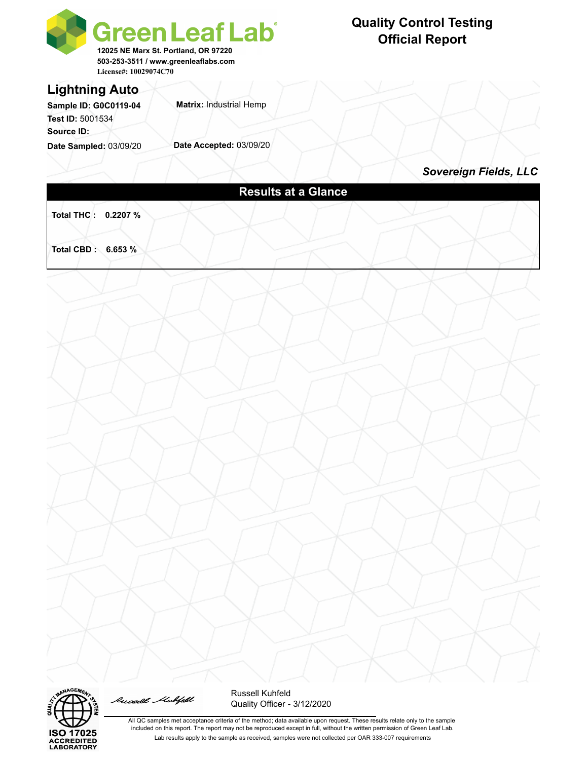# Green Leaf Lab

12025 NE Marx St. Portland, OR 97220
503-253-3511 / www.greenleaflabs.com
License#: 10029074C70

## Quality Control Testing Official Report

## Lightning Auto

**Sample ID: G0C0119-04** **Matrix:** Industrial Hemp
**Test ID:** 5001534
**Source ID:**
**Date Sampled:** 03/09/20 **Date Accepted:** 03/09/20

***Sovereign Fields, LLC***

### Results at a Glance

**Total THC : 0.2207 %**

**Total CBD : 6.653 %**

ISO 17025 ACCREDITED LABORATORY

Russell Kuhfeld
Quality Officer - 3/12/2020

All QC samples met acceptance criteria of the method; data available upon request. These results relate only to the sample included on this report. The report may not be reproduced except in full, without the written permission of Green Leaf Lab.

Lab results apply to the sample as received, samples were not collected per OAR 333-007 requirements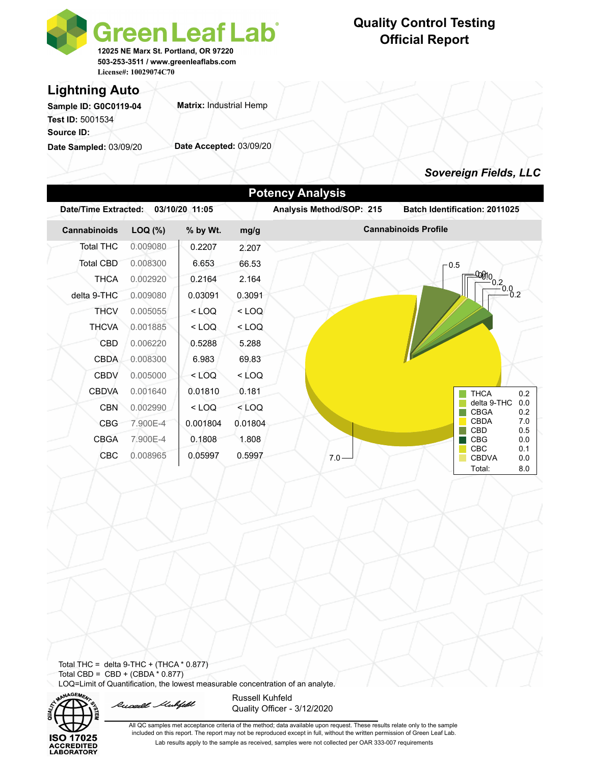# Green Leaf Lab

12025 NE Marx St. Portland, OR 97220
503-253-3511 / www.greenleaflabs.com
License#: 10029074C70

## Quality Control Testing Official Report

## Lightning Auto

**Sample ID: G0C0119-04**
**Test ID:** 5001534
**Source ID:**
**Date Sampled:** 03/09/20

**Matrix:** Industrial Hemp

**Date Accepted:** 03/09/20

***Sovereign Fields, LLC***

## Potency Analysis

**Date/Time Extracted:** 03/10/20 11:05
**Analysis Method/SOP:** 215
**Batch Identification:** 2011025

| Cannabinoids | LOQ (%) | % by Wt. | mg/g |
|---|---|---|---|
| Total THC | 0.009080 | 0.2207 | 2.207 |
| Total CBD | 0.008300 | 6.653 | 66.53 |
| THCA | 0.002920 | 0.2164 | 2.164 |
| delta 9-THC | 0.009080 | 0.03091 | 0.3091 |
| THCV | 0.005055 | < LOQ | < LOQ |
| THCVA | 0.001885 | < LOQ | < LOQ |
| CBD | 0.006220 | 0.5288 | 5.288 |
| CBDA | 0.008300 | 6.983 | 69.83 |
| CBDV | 0.005000 | < LOQ | < LOQ |
| CBDVA | 0.001640 | 0.01810 | 0.181 |
| CBN | 0.002990 | < LOQ | < LOQ |
| CBG | 7.900E-4 | 0.001804 | 0.01804 |
| CBGA | 7.900E-4 | 0.1808 | 1.808 |
| CBC | 0.008965 | 0.05997 | 0.5997 |

**Cannabinoids Profile**

| Cannabinoid | Value |
|---|---|
| THCA | 0.2 |
| delta 9-THC | 0.0 |
| CBGA | 0.2 |
| CBDA | 7.0 |
| CBD | 0.5 |
| CBG | 0.0 |
| CBC | 0.1 |
| CBDVA | 0.0 |
| Total: | 8.0 |

Total THC = delta 9-THC + (THCA * 0.877)
Total CBD = CBD + (CBDA * 0.877)
LOQ=Limit of Quantification, the lowest measurable concentration of an analyte.

ISO 17025 ACCREDITED LABORATORY

Russell Kuhfeld
Quality Officer - 3/12/2020

All QC samples met acceptance criteria of the method; data available upon request. These results relate only to the sample included on this report. The report may not be reproduced except in full, without the written permission of Green Leaf Lab.
Lab results apply to the sample as received, samples were not collected per OAR 333-007 requirements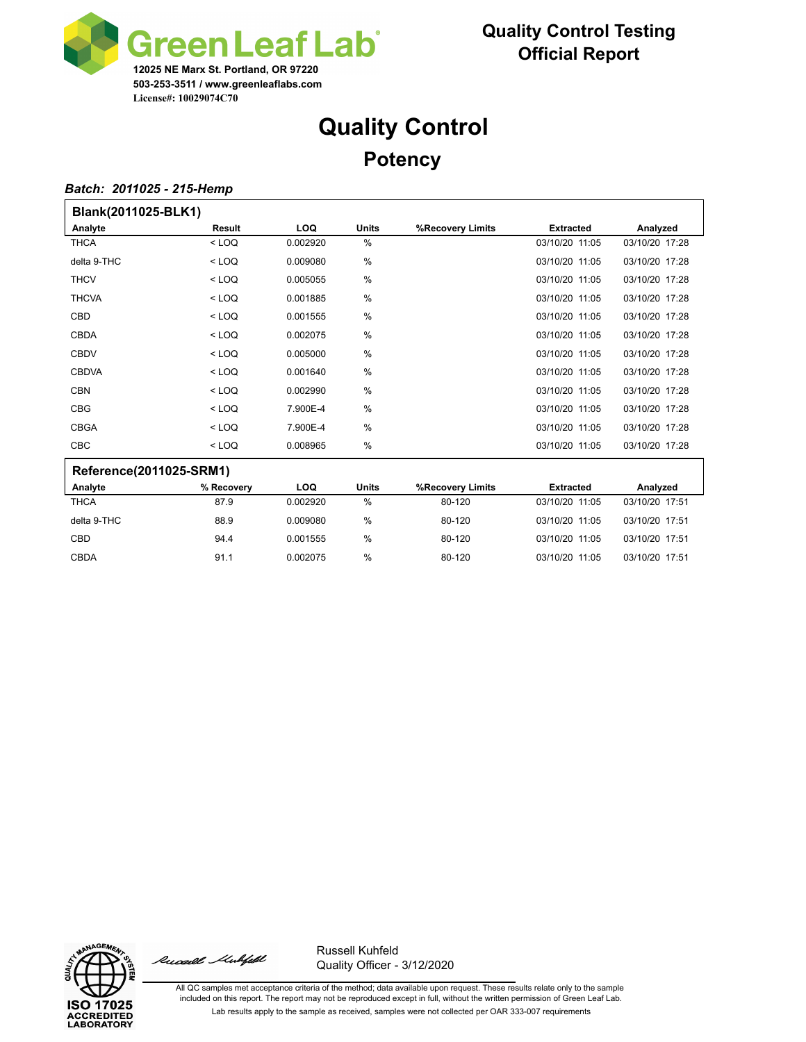**Green Leaf Lab**
12025 NE Marx St. Portland, OR 97220
503-253-3511 / www.greenleaflabs.com
License#: 10029074C70

**Quality Control Testing**
**Official Report**

# Quality Control

## Potency

***Batch: 2011025 - 215-Hemp***

**Blank(2011025-BLK1)**

| Analyte | Result | LOQ | Units | %Recovery Limits | Extracted | Analyzed |
|---|---|---|---|---|---|---|
| THCA | < LOQ | 0.002920 | % | | 03/10/20 11:05 | 03/10/20 17:28 |
| delta 9-THC | < LOQ | 0.009080 | % | | 03/10/20 11:05 | 03/10/20 17:28 |
| THCV | < LOQ | 0.005055 | % | | 03/10/20 11:05 | 03/10/20 17:28 |
| THCVA | < LOQ | 0.001885 | % | | 03/10/20 11:05 | 03/10/20 17:28 |
| CBD | < LOQ | 0.001555 | % | | 03/10/20 11:05 | 03/10/20 17:28 |
| CBDA | < LOQ | 0.002075 | % | | 03/10/20 11:05 | 03/10/20 17:28 |
| CBDV | < LOQ | 0.005000 | % | | 03/10/20 11:05 | 03/10/20 17:28 |
| CBDVA | < LOQ | 0.001640 | % | | 03/10/20 11:05 | 03/10/20 17:28 |
| CBN | < LOQ | 0.002990 | % | | 03/10/20 11:05 | 03/10/20 17:28 |
| CBG | < LOQ | 7.900E-4 | % | | 03/10/20 11:05 | 03/10/20 17:28 |
| CBGA | < LOQ | 7.900E-4 | % | | 03/10/20 11:05 | 03/10/20 17:28 |
| CBC | < LOQ | 0.008965 | % | | 03/10/20 11:05 | 03/10/20 17:28 |

**Reference(2011025-SRM1)**

| Analyte | % Recovery | LOQ | Units | %Recovery Limits | Extracted | Analyzed |
|---|---|---|---|---|---|---|
| THCA | 87.9 | 0.002920 | % | 80-120 | 03/10/20 11:05 | 03/10/20 17:51 |
| delta 9-THC | 88.9 | 0.009080 | % | 80-120 | 03/10/20 11:05 | 03/10/20 17:51 |
| CBD | 94.4 | 0.001555 | % | 80-120 | 03/10/20 11:05 | 03/10/20 17:51 |
| CBDA | 91.1 | 0.002075 | % | 80-120 | 03/10/20 11:05 | 03/10/20 17:51 |

ISO 17025 ACCREDITED LABORATORY

Russell Kuhfeld
Quality Officer - 3/12/2020

All QC samples met acceptance criteria of the method; data available upon request. These results relate only to the sample included on this report. The report may not be reproduced except in full, without the written permission of Green Leaf Lab.

Lab results apply to the sample as received, samples were not collected per OAR 333-007 requirements